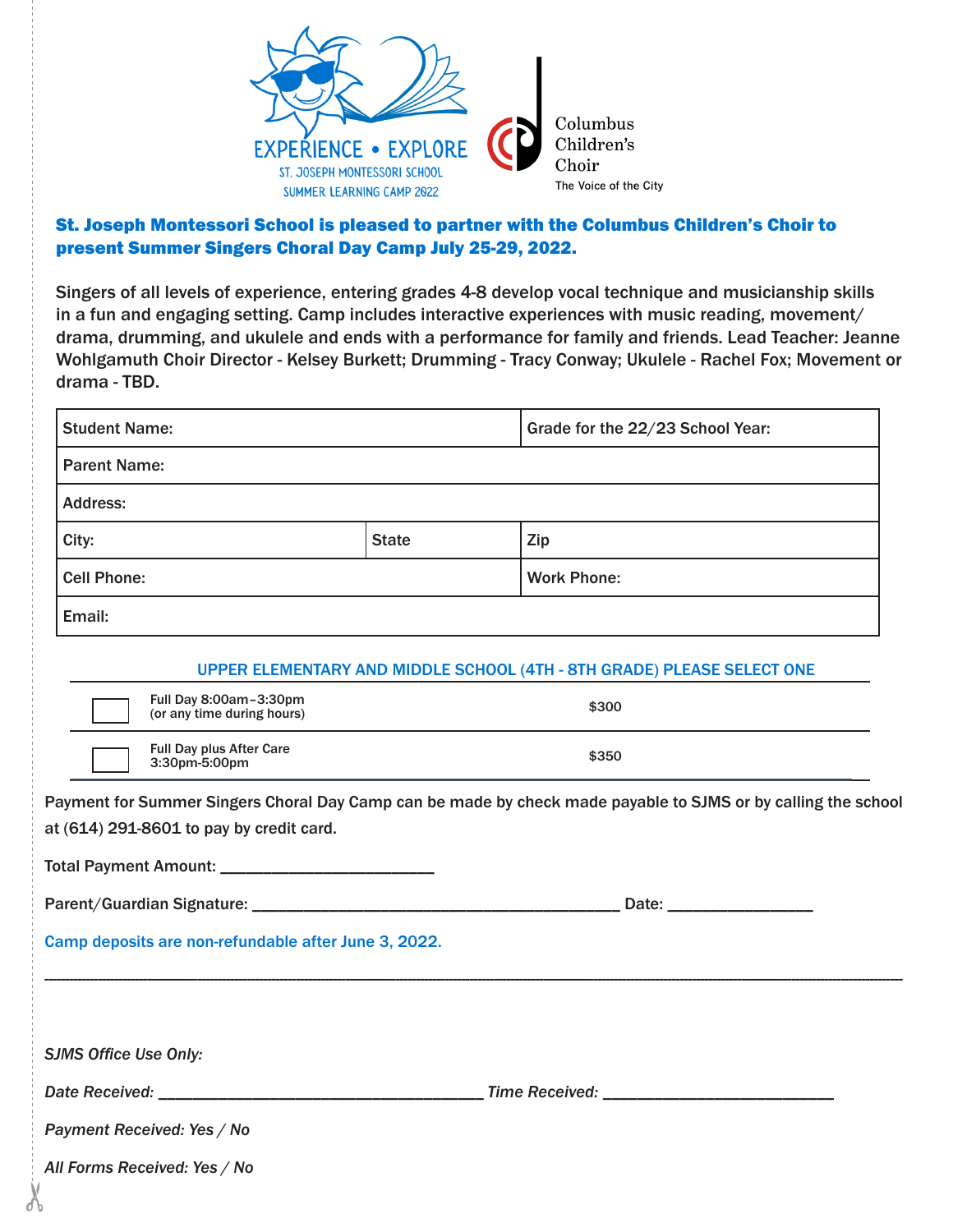EXPERIENCE • EXPLORE
ST. JOSEPH MONTESSORI SCHOOL
SUMMER LEARNING CAMP 2022

Columbus Children's Choir
The Voice of the City

**St. Joseph Montessori School is pleased to partner with the Columbus Children's Choir to present Summer Singers Choral Day Camp July 25-29, 2022.**

Singers of all levels of experience, entering grades 4-8 develop vocal technique and musicianship skills in a fun and engaging setting. Camp includes interactive experiences with music reading, movement/ drama, drumming, and ukulele and ends with a performance for family and friends. Lead Teacher: Jeanne Wohlgamuth Choir Director - Kelsey Burkett; Drumming - Tracy Conway; Ukulele - Rachel Fox; Movement or drama - TBD.

| Student Name: | | Grade for the 22/23 School Year: |
|---|---|---|
| Parent Name: | | |
| Address: | | |
| City: | State | Zip |
| Cell Phone: | | Work Phone: |
| Email: | | |

UPPER ELEMENTARY AND MIDDLE SCHOOL (4TH - 8TH GRADE) PLEASE SELECT ONE

| | | |
|---|---|---|
| ☐ | Full Day 8:00am–3:30pm (or any time during hours) | $300 |
| ☐ | Full Day plus After Care 3:30pm-5:00pm | $350 |

Payment for Summer Singers Choral Day Camp can be made by check made payable to SJMS or by calling the school at (614) 291-8601 to pay by credit card.

Total Payment Amount: ________________________

Parent/Guardian Signature: ___________________________________________ Date: ________________

Camp deposits are non-refundable after June 3, 2022.

---

*SJMS Office Use Only:*

*Date Received:* ______________________________________ *Time Received:* __________________________

*Payment Received: Yes / No*

*All Forms Received: Yes / No*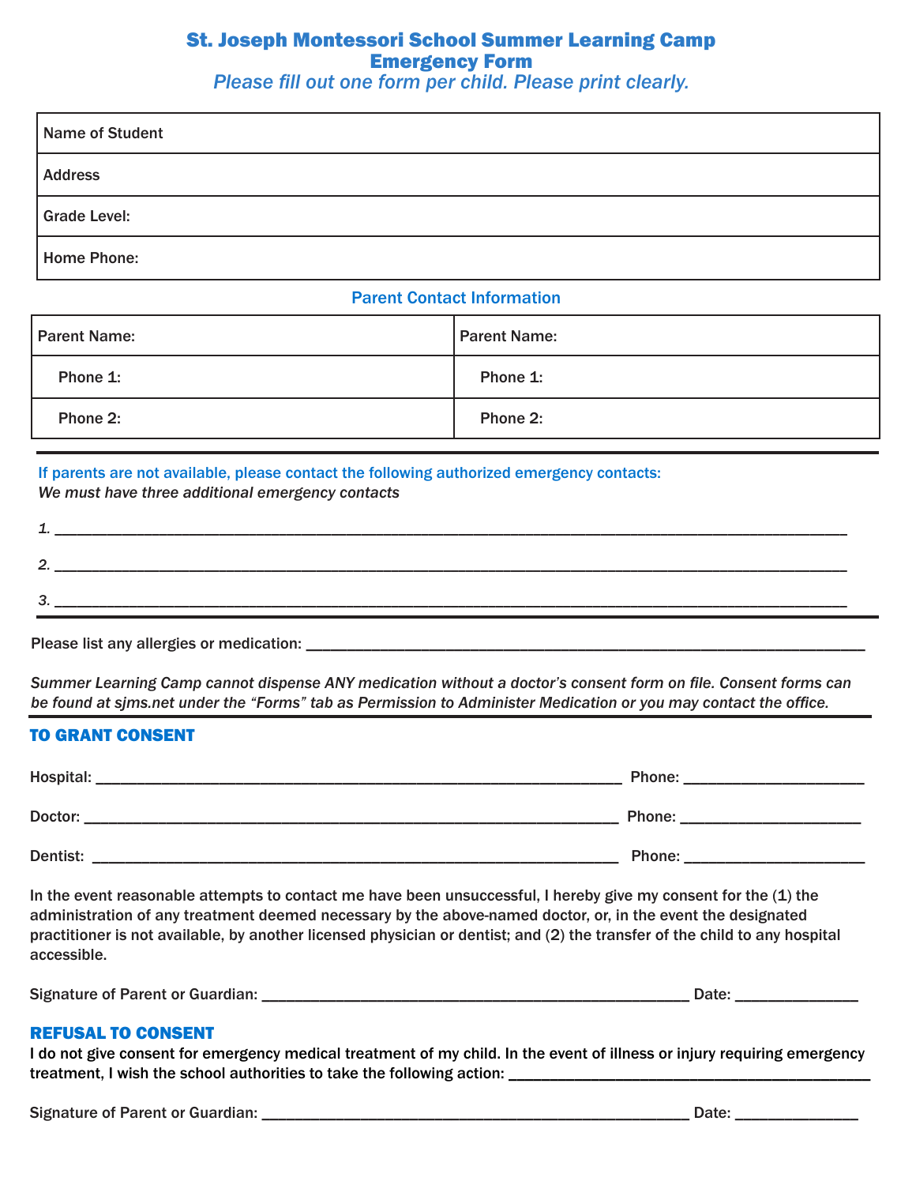# St. Joseph Montessori School Summer Learning Camp
## Emergency Form

*Please fill out one form per child. Please print clearly.*

| Name of Student |
|---|
| Address |
| Grade Level: |
| Home Phone: |

### Parent Contact Information

| Parent Name: | Parent Name: |
|---|---|
| Phone 1: | Phone 1: |
| Phone 2: | Phone 2: |

If parents are not available, please contact the following authorized emergency contacts:
*We must have three additional emergency contacts*

*1.* ____________________________________________________________

*2.* ____________________________________________________________

*3.* ____________________________________________________________

Please list any allergies or medication: ______________________________________________

*Summer Learning Camp cannot dispense ANY medication without a doctor's consent form on file. Consent forms can be found at sjms.net under the "Forms" tab as Permission to Administer Medication or you may contact the office.*

### TO GRANT CONSENT

Hospital: ____________________________________________ Phone: ______________

Doctor: _____________________________________________ Phone: ______________

Dentist: _____________________________________________ Phone: ______________

In the event reasonable attempts to contact me have been unsuccessful, I hereby give my consent for the (1) the administration of any treatment deemed necessary by the above-named doctor, or, in the event the designated practitioner is not available, by another licensed physician or dentist; and (2) the transfer of the child to any hospital accessible.

Signature of Parent or Guardian: ___________________________________ Date: __________

### REFUSAL TO CONSENT

I do not give consent for emergency medical treatment of my child. In the event of illness or injury requiring emergency treatment, I wish the school authorities to take the following action: ______________________________

Signature of Parent or Guardian: ___________________________________ Date: __________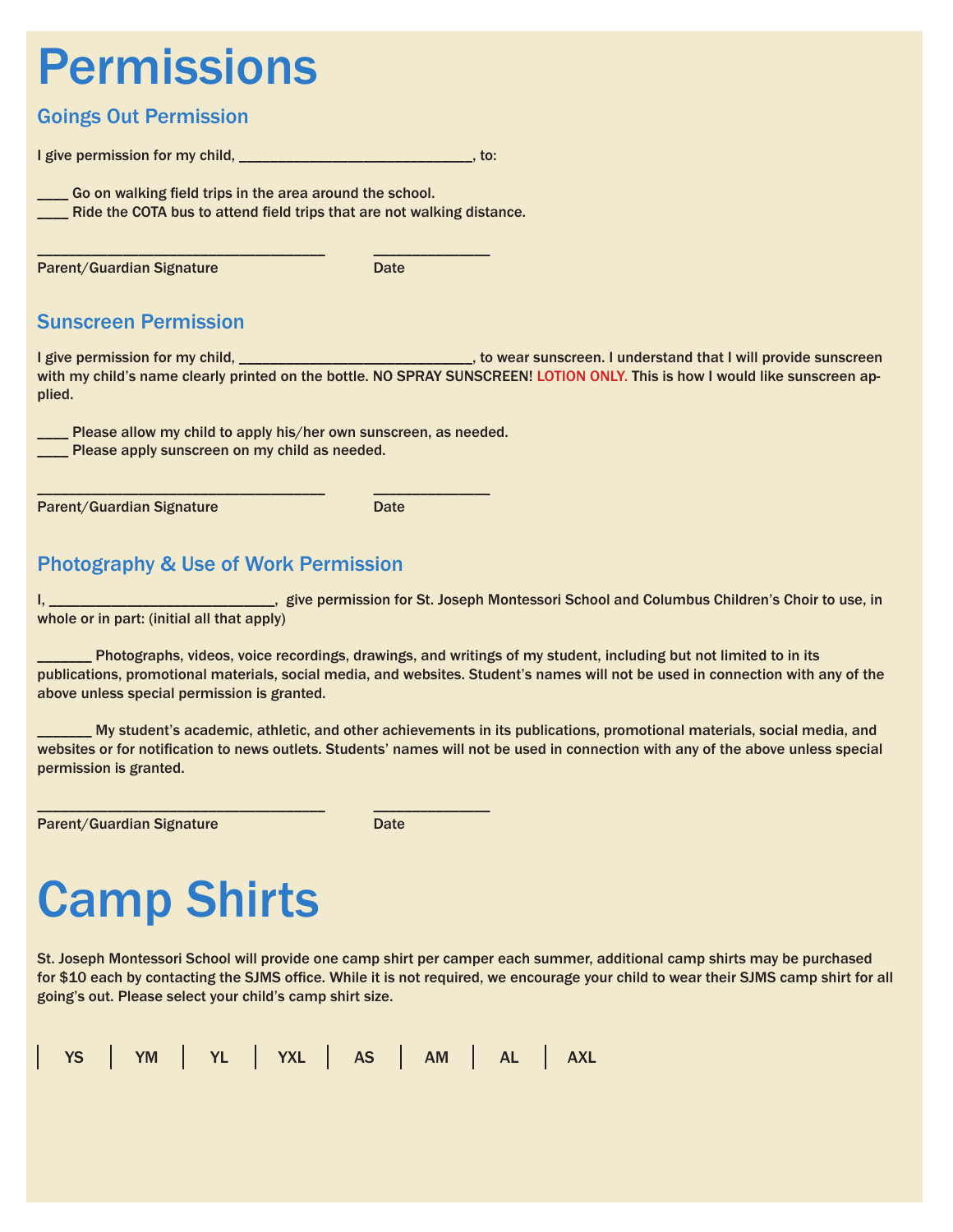# Permissions

## Goings Out Permission

I give permission for my child, ______________________________, to:

____ Go on walking field trips in the area around the school.
____ Ride the COTA bus to attend field trips that are not walking distance.

____________________________________ ______________
Parent/Guardian Signature Date

## Sunscreen Permission

I give permission for my child, ______________________________, to wear sunscreen. I understand that I will provide sunscreen with my child's name clearly printed on the bottle. NO SPRAY SUNSCREEN! LOTION ONLY. This is how I would like sunscreen applied.

____ Please allow my child to apply his/her own sunscreen, as needed.
____ Please apply sunscreen on my child as needed.

____________________________________ ______________
Parent/Guardian Signature Date

## Photography & Use of Work Permission

I, _____________________________, give permission for St. Joseph Montessori School and Columbus Children's Choir to use, in whole or in part: (initial all that apply)

_______ Photographs, videos, voice recordings, drawings, and writings of my student, including but not limited to in its publications, promotional materials, social media, and websites. Student's names will not be used in connection with any of the above unless special permission is granted.

_______ My student's academic, athletic, and other achievements in its publications, promotional materials, social media, and websites or for notification to news outlets. Students' names will not be used in connection with any of the above unless special permission is granted.

____________________________________ ______________
Parent/Guardian Signature Date

# Camp Shirts

St. Joseph Montessori School will provide one camp shirt per camper each summer, additional camp shirts may be purchased for $10 each by contacting the SJMS office. While it is not required, we encourage your child to wear their SJMS camp shirt for all going's out. Please select your child's camp shirt size.

| YS | YM | YL | YXL | AS | AM | AL | AXL